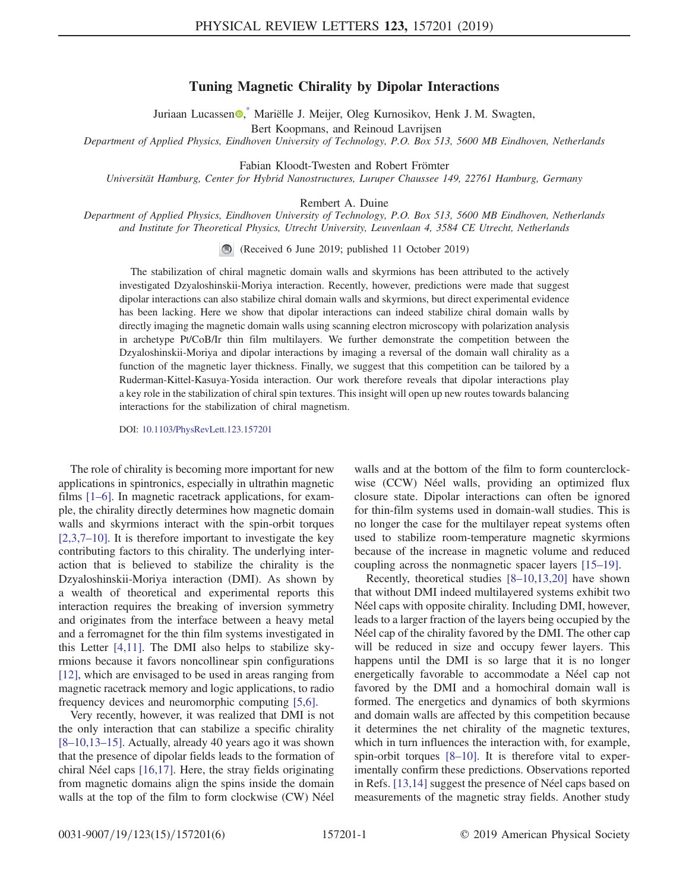# Tuning Magnetic Chirality by Dipolar Interactions

Juriaan Lucassen,* Mariëlle J. Meijer, Oleg Kurnosikov, Henk J. M. Swagten, Bert Koopmans, and Reinoud Lavrijsen

*Department of Applied Physics, Eindhoven University of Technology, P.O. Box 513, 5600 MB Eindhoven, Netherlands*

Fabian Kloodt-Twesten and Robert Frömter

*Universität Hamburg, Center for Hybrid Nanostructures, Luruper Chaussee 149, 22761 Hamburg, Germany*

Rembert A. Duine

*Department of Applied Physics, Eindhoven University of Technology, P.O. Box 513, 5600 MB Eindhoven, Netherlands and Institute for Theoretical Physics, Utrecht University, Leuvenlaan 4, 3584 CE Utrecht, Netherlands*

(Received 6 June 2019; published 11 October 2019)

The stabilization of chiral magnetic domain walls and skyrmions has been attributed to the actively investigated Dzyaloshinskii-Moriya interaction. Recently, however, predictions were made that suggest dipolar interactions can also stabilize chiral domain walls and skyrmions, but direct experimental evidence has been lacking. Here we show that dipolar interactions can indeed stabilize chiral domain walls by directly imaging the magnetic domain walls using scanning electron microscopy with polarization analysis in archetype Pt/CoB/Ir thin film multilayers. We further demonstrate the competition between the Dzyaloshinskii-Moriya and dipolar interactions by imaging a reversal of the domain wall chirality as a function of the magnetic layer thickness. Finally, we suggest that this competition can be tailored by a Ruderman-Kittel-Kasuya-Yosida interaction. Our work therefore reveals that dipolar interactions play a key role in the stabilization of chiral spin textures. This insight will open up new routes towards balancing interactions for the stabilization of chiral magnetism.

DOI: 10.1103/PhysRevLett.123.157201

The role of chirality is becoming more important for new applications in spintronics, especially in ultrathin magnetic films [1–6]. In magnetic racetrack applications, for example, the chirality directly determines how magnetic domain walls and skyrmions interact with the spin-orbit torques [2,3,7–10]. It is therefore important to investigate the key contributing factors to this chirality. The underlying interaction that is believed to stabilize the chirality is the Dzyaloshinskii-Moriya interaction (DMI). As shown by a wealth of theoretical and experimental reports this interaction requires the breaking of inversion symmetry and originates from the interface between a heavy metal and a ferromagnet for the thin film systems investigated in this Letter [4,11]. The DMI also helps to stabilize skyrmions because it favors noncollinear spin configurations [12], which are envisaged to be used in areas ranging from magnetic racetrack memory and logic applications, to radio frequency devices and neuromorphic computing [5,6].

Very recently, however, it was realized that DMI is not the only interaction that can stabilize a specific chirality [8–10,13–15]. Actually, already 40 years ago it was shown that the presence of dipolar fields leads to the formation of chiral Néel caps [16,17]. Here, the stray fields originating from magnetic domains align the spins inside the domain walls at the top of the film to form clockwise (CW) Néel walls and at the bottom of the film to form counterclockwise (CCW) Néel walls, providing an optimized flux closure state. Dipolar interactions can often be ignored for thin-film systems used in domain-wall studies. This is no longer the case for the multilayer repeat systems often used to stabilize room-temperature magnetic skyrmions because of the increase in magnetic volume and reduced coupling across the nonmagnetic spacer layers [15–19].

Recently, theoretical studies [8–10,13,20] have shown that without DMI indeed multilayered systems exhibit two Néel caps with opposite chirality. Including DMI, however, leads to a larger fraction of the layers being occupied by the Néel cap of the chirality favored by the DMI. The other cap will be reduced in size and occupy fewer layers. This happens until the DMI is so large that it is no longer energetically favorable to accommodate a Néel cap not favored by the DMI and a homochiral domain wall is formed. The energetics and dynamics of both skyrmions and domain walls are affected by this competition because it determines the net chirality of the magnetic textures, which in turn influences the interaction with, for example, spin-orbit torques [8–10]. It is therefore vital to experimentally confirm these predictions. Observations reported in Refs. [13,14] suggest the presence of Néel caps based on measurements of the magnetic stray fields. Another study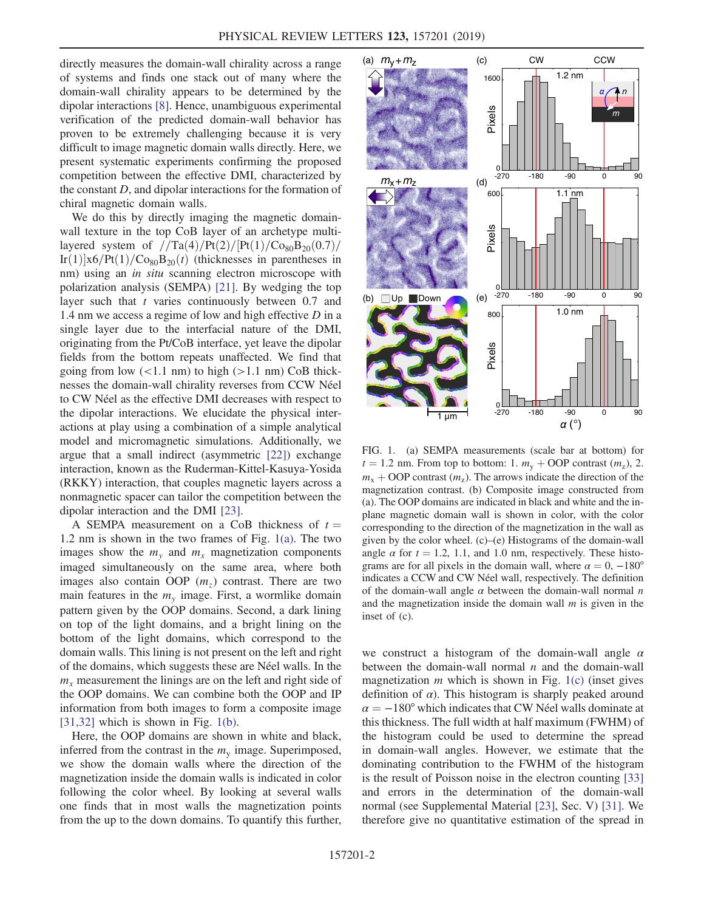directly measures the domain-wall chirality across a range of systems and finds one stack out of many where the domain-wall chirality appears to be determined by the dipolar interactions [8]. Hence, unambiguous experimental verification of the predicted domain-wall behavior has proven to be extremely challenging because it is very difficult to image magnetic domain walls directly. Here, we present systematic experiments confirming the proposed competition between the effective DMI, characterized by the constant $D$, and dipolar interactions for the formation of chiral magnetic domain walls.

We do this by directly imaging the magnetic domain-wall texture in the top CoB layer of an archetype multi-layered system of $//\mathrm{Ta}(4)/\mathrm{Pt}(2)/[\mathrm{Pt}(1)/\mathrm{Co}_{80}\mathrm{B}_{20}(0.7)/\mathrm{Ir}(1)]\mathrm{x}6/\mathrm{Pt}(1)/\mathrm{Co}_{80}\mathrm{B}_{20}(t)$ (thicknesses in parentheses in nm) using an *in situ* scanning electron microscope with polarization analysis (SEMPA) [21]. By wedging the top layer such that $t$ varies continuously between 0.7 and 1.4 nm we access a regime of low and high effective $D$ in a single layer due to the interfacial nature of the DMI, originating from the Pt/CoB interface, yet leave the dipolar fields from the bottom repeats unaffected. We find that going from low ($<1.1$ nm) to high ($>1.1$ nm) CoB thicknesses the domain-wall chirality reverses from CCW Néel to CW Néel as the effective DMI decreases with respect to the dipolar interactions. We elucidate the physical interactions at play using a combination of a simple analytical model and micromagnetic simulations. Additionally, we argue that a small indirect (asymmetric [22]) exchange interaction, known as the Ruderman-Kittel-Kasuya-Yosida (RKKY) interaction, that couples magnetic layers across a nonmagnetic spacer can tailor the competition between the dipolar interaction and the DMI [23].

A SEMPA measurement on a CoB thickness of $t = 1.2$ nm is shown in the two frames of Fig. 1(a). The two images show the $m_y$ and $m_x$ magnetization components imaged simultaneously on the same area, where both images also contain OOP ($m_z$) contrast. There are two main features in the $m_y$ image. First, a wormlike domain pattern given by the OOP domains. Second, a dark lining on top of the light domains, and a bright lining on the bottom of the light domains, which correspond to the domain walls. This lining is not present on the left and right of the domains, which suggests these are Néel walls. In the $m_x$ measurement the linings are on the left and right side of the OOP domains. We can combine both the OOP and IP information from both images to form a composite image [31,32] which is shown in Fig. 1(b).

Here, the OOP domains are shown in white and black, inferred from the contrast in the $m_y$ image. Superimposed, we show the domain walls where the direction of the magnetization inside the domain walls is indicated in color following the color wheel. By looking at several walls one finds that in most walls the magnetization points from the up to the down domains. To quantify this further, we construct a histogram of the domain-wall angle $\alpha$ between the domain-wall normal $n$ and the domain-wall magnetization $m$ which is shown in Fig. 1(c) (inset gives definition of $\alpha$). This histogram is sharply peaked around $\alpha = -180°$ which indicates that CW Néel walls dominate at this thickness. The full width at half maximum (FWHM) of the histogram could be used to determine the spread in domain-wall angles. However, we estimate that the dominating contribution to the FWHM of the histogram is the result of Poisson noise in the electron counting [33] and errors in the determination of the domain-wall normal (see Supplemental Material [23], Sec. V) [31]. We therefore give no quantitative estimation of the spread in

FIG. 1. (a) SEMPA measurements (scale bar at bottom) for $t = 1.2$ nm. From top to bottom: 1. $m_y$ + OOP contrast ($m_z$), 2. $m_x$ + OOP contrast ($m_z$). The arrows indicate the direction of the magnetization contrast. (b) Composite image constructed from (a). The OOP domains are indicated in black and white and the in-plane magnetic domain wall is shown in color, with the color corresponding to the direction of the magnetization in the wall as given by the color wheel. (c)–(e) Histograms of the domain-wall angle $\alpha$ for $t = 1.2$, 1.1, and 1.0 nm, respectively. These histograms are for all pixels in the domain wall, where $\alpha = 0, -180°$ indicates a CCW and CW Néel wall, respectively. The definition of the domain-wall angle $\alpha$ between the domain-wall normal $n$ and the magnetization inside the domain wall $m$ is given in the inset of (c).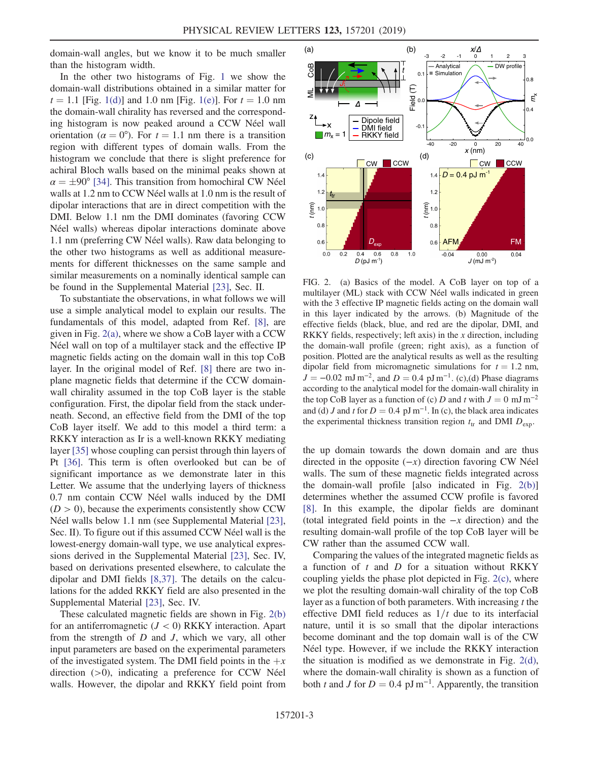domain-wall angles, but we know it to be much smaller than the histogram width.

In the other two histograms of Fig. 1 we show the domain-wall distributions obtained in a similar matter for $t = 1.1$ [Fig. 1(d)] and 1.0 nm [Fig. 1(e)]. For $t = 1.0$ nm the domain-wall chirality has reversed and the corresponding histogram is now peaked around a CCW Néel wall orientation ($\alpha = 0°$). For $t = 1.1$ nm there is a transition region with different types of domain walls. From the histogram we conclude that there is slight preference for achiral Bloch walls based on the minimal peaks shown at $\alpha = \pm 90°$ [34]. This transition from homochiral CW Néel walls at 1.2 nm to CCW Néel walls at 1.0 nm is the result of dipolar interactions that are in direct competition with the DMI. Below 1.1 nm the DMI dominates (favoring CCW Néel walls) whereas dipolar interactions dominate above 1.1 nm (preferring CW Néel walls). Raw data belonging to the other two histograms as well as additional measurements for different thicknesses on the same sample and similar measurements on a nominally identical sample can be found in the Supplemental Material [23], Sec. II.

To substantiate the observations, in what follows we will use a simple analytical model to explain our results. The fundamentals of this model, adapted from Ref. [8], are given in Fig. 2(a), where we show a CoB layer with a CCW Néel wall on top of a multilayer stack and the effective IP magnetic fields acting on the domain wall in this top CoB layer. In the original model of Ref. [8] there are two in-plane magnetic fields that determine if the CCW domain-wall chirality assumed in the top CoB layer is the stable configuration. First, the dipolar field from the stack underneath. Second, an effective field from the DMI of the top CoB layer itself. We add to this model a third term: a RKKY interaction as Ir is a well-known RKKY mediating layer [35] whose coupling can persist through thin layers of Pt [36]. This term is often overlooked but can be of significant importance as we demonstrate later in this Letter. We assume that the underlying layers of thickness 0.7 nm contain CCW Néel walls induced by the DMI ($D > 0$), because the experiments consistently show CCW Néel walls below 1.1 nm (see Supplemental Material [23], Sec. II). To figure out if this assumed CCW Néel wall is the lowest-energy domain-wall type, we use analytical expressions derived in the Supplemental Material [23], Sec. IV, based on derivations presented elsewhere, to calculate the dipolar and DMI fields [8,37]. The details on the calculations for the added RKKY field are also presented in the Supplemental Material [23], Sec. IV.

These calculated magnetic fields are shown in Fig. 2(b) for an antiferromagnetic ($J < 0$) RKKY interaction. Apart from the strength of $D$ and $J$, which we vary, all other input parameters are based on the experimental parameters of the investigated system. The DMI field points in the $+x$ direction (>0), indicating a preference for CCW Néel walls. However, the dipolar and RKKY field point from the up domain towards the down domain and are thus directed in the opposite ($-x$) direction favoring CW Néel walls. The sum of these magnetic fields integrated across the domain-wall profile [also indicated in Fig. 2(b)] determines whether the assumed CCW profile is favored [8]. In this example, the dipolar fields are dominant (total integrated field points in the $-x$ direction) and the resulting domain-wall profile of the top CoB layer will be CW rather than the assumed CCW wall.

FIG. 2. (a) Basics of the model. A CoB layer on top of a multilayer (ML) stack with CCW Néel walls indicated in green with the 3 effective IP magnetic fields acting on the domain wall in this layer indicated by the arrows. (b) Magnitude of the effective fields (black, blue, and red are the dipolar, DMI, and RKKY fields, respectively; left axis) in the $x$ direction, including the domain-wall profile (green; right axis), as a function of position. Plotted are the analytical results as well as the resulting dipolar field from micromagnetic simulations for $t = 1.2$ nm, $J = -0.02$ mJ m$^{-2}$, and $D = 0.4$ pJ m$^{-1}$. (c),(d) Phase diagrams according to the analytical model for the domain-wall chirality in the top CoB layer as a function of (c) $D$ and $t$ with $J = 0$ mJ m$^{-2}$ and (d) $J$ and $t$ for $D = 0.4$ pJ m$^{-1}$. In (c), the black area indicates the experimental thickness transition region $t_{tr}$ and DMI $D_{exp}$.

Comparing the values of the integrated magnetic fields as a function of $t$ and $D$ for a situation without RKKY coupling yields the phase plot depicted in Fig. 2(c), where we plot the resulting domain-wall chirality of the top CoB layer as a function of both parameters. With increasing $t$ the effective DMI field reduces as $1/t$ due to its interfacial nature, until it is so small that the dipolar interactions become dominant and the top domain wall is of the CW Néel type. However, if we include the RKKY interaction the situation is modified as we demonstrate in Fig. 2(d), where the domain-wall chirality is shown as a function of both $t$ and $J$ for $D = 0.4$ pJ m$^{-1}$. Apparently, the transition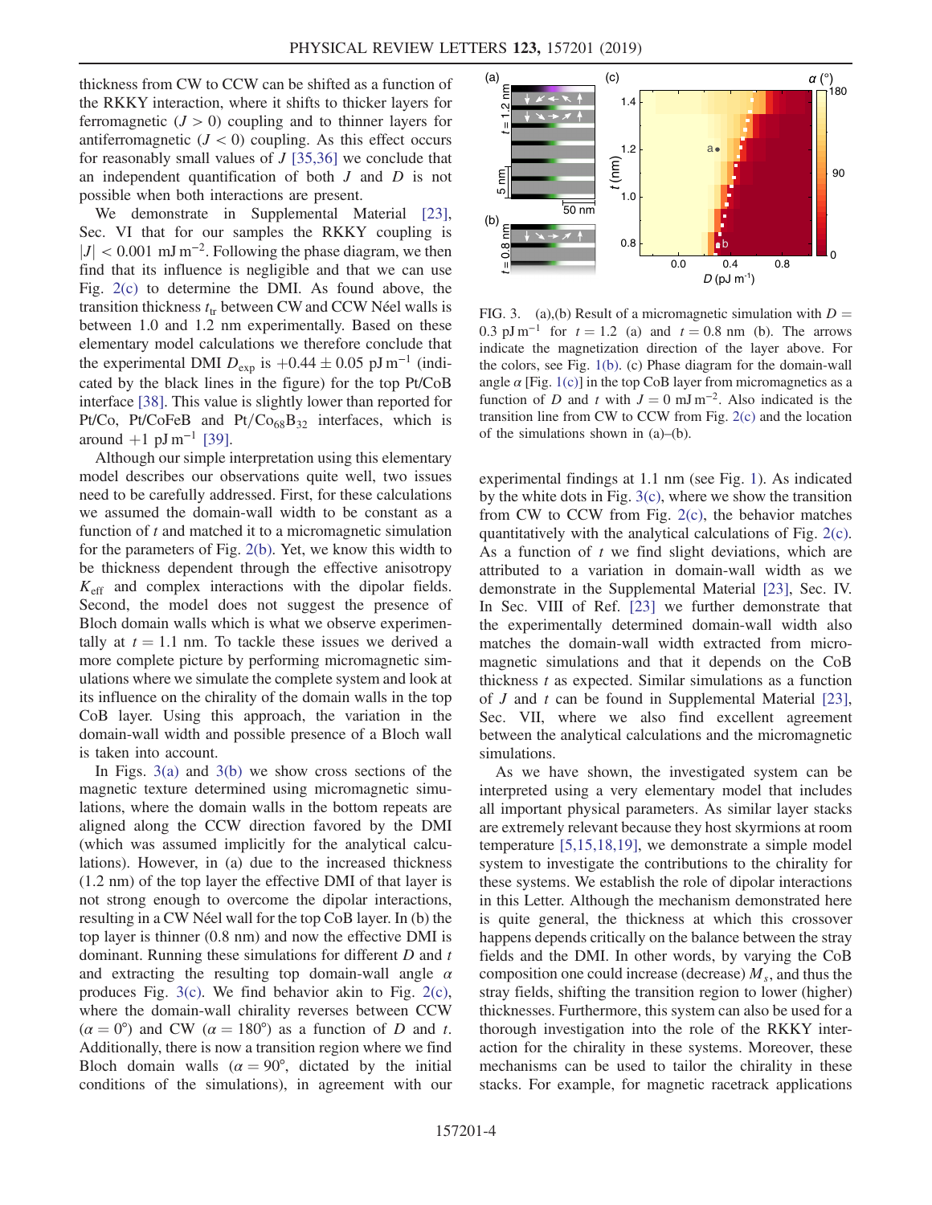thickness from CW to CCW can be shifted as a function of the RKKY interaction, where it shifts to thicker layers for ferromagnetic ($J > 0$) coupling and to thinner layers for antiferromagnetic ($J < 0$) coupling. As this effect occurs for reasonably small values of $J$ [35,36] we conclude that an independent quantification of both $J$ and $D$ is not possible when both interactions are present.

We demonstrate in Supplemental Material [23], Sec. VI that for our samples the RKKY coupling is $|J| < 0.001\ \mathrm{mJ\,m^{-2}}$. Following the phase diagram, we then find that its influence is negligible and that we can use Fig. 2(c) to determine the DMI. As found above, the transition thickness $t_{\mathrm{tr}}$ between CW and CCW Néel walls is between 1.0 and 1.2 nm experimentally. Based on these elementary model calculations we therefore conclude that the experimental DMI $D_{\mathrm{exp}}$ is $+0.44 \pm 0.05\ \mathrm{pJ\,m^{-1}}$ (indicated by the black lines in the figure) for the top Pt/CoB interface [38]. This value is slightly lower than reported for Pt/Co, Pt/CoFeB and Pt/$Co_{68}B_{32}$ interfaces, which is around $+1\ \mathrm{pJ\,m^{-1}}$ [39].

Although our simple interpretation using this elementary model describes our observations quite well, two issues need to be carefully addressed. First, for these calculations we assumed the domain-wall width to be constant as a function of $t$ and matched it to a micromagnetic simulation for the parameters of Fig. 2(b). Yet, we know this width to be thickness dependent through the effective anisotropy $K_{\mathrm{eff}}$ and complex interactions with the dipolar fields. Second, the model does not suggest the presence of Bloch domain walls which is what we observe experimentally at $t = 1.1$ nm. To tackle these issues we derived a more complete picture by performing micromagnetic simulations where we simulate the complete system and look at its influence on the chirality of the domain walls in the top CoB layer. Using this approach, the variation in the domain-wall width and possible presence of a Bloch wall is taken into account.

In Figs. 3(a) and 3(b) we show cross sections of the magnetic texture determined using micromagnetic simulations, where the domain walls in the bottom repeats are aligned along the CCW direction favored by the DMI (which was assumed implicitly for the analytical calculations). However, in (a) due to the increased thickness (1.2 nm) of the top layer the effective DMI of that layer is not strong enough to overcome the dipolar interactions, resulting in a CW Néel wall for the top CoB layer. In (b) the top layer is thinner (0.8 nm) and now the effective DMI is dominant. Running these simulations for different $D$ and $t$ and extracting the resulting top domain-wall angle $\alpha$ produces Fig. 3(c). We find behavior akin to Fig. 2(c), where the domain-wall chirality reverses between CCW ($\alpha = 0°$) and CW ($\alpha = 180°$) as a function of $D$ and $t$. Additionally, there is now a transition region where we find Bloch domain walls ($\alpha = 90°$, dictated by the initial conditions of the simulations), in agreement with our experimental findings at 1.1 nm (see Fig. 1). As indicated by the white dots in Fig. 3(c), where we show the transition from CW to CCW from Fig. 2(c), the behavior matches quantitatively with the analytical calculations of Fig. 2(c). As a function of $t$ we find slight deviations, which are attributed to a variation in domain-wall width as we demonstrate in the Supplemental Material [23], Sec. IV. In Sec. VIII of Ref. [23] we further demonstrate that the experimentally determined domain-wall width also matches the domain-wall width extracted from micromagnetic simulations and that it depends on the CoB thickness $t$ as expected. Similar simulations as a function of $J$ and $t$ can be found in Supplemental Material [23], Sec. VII, where we also find excellent agreement between the analytical calculations and the micromagnetic simulations.

FIG. 3. (a),(b) Result of a micromagnetic simulation with $D = 0.3\ \mathrm{pJ\,m^{-1}}$ for $t = 1.2$ (a) and $t = 0.8$ nm (b). The arrows indicate the magnetization direction of the layer above. For the colors, see Fig. 1(b). (c) Phase diagram for the domain-wall angle $\alpha$ [Fig. 1(c)] in the top CoB layer from micromagnetics as a function of $D$ and $t$ with $J = 0\ \mathrm{mJ\,m^{-2}}$. Also indicated is the transition line from CW to CCW from Fig. 2(c) and the location of the simulations shown in (a)–(b).

As we have shown, the investigated system can be interpreted using a very elementary model that includes all important physical parameters. As similar layer stacks are extremely relevant because they host skyrmions at room temperature [5,15,18,19], we demonstrate a simple model system to investigate the contributions to the chirality for these systems. We establish the role of dipolar interactions in this Letter. Although the mechanism demonstrated here is quite general, the thickness at which this crossover happens depends critically on the balance between the stray fields and the DMI. In other words, by varying the CoB composition one could increase (decrease) $M_s$, and thus the stray fields, shifting the transition region to lower (higher) thicknesses. Furthermore, this system can also be used for a thorough investigation into the role of the RKKY interaction for the chirality in these systems. Moreover, these mechanisms can be used to tailor the chirality in these stacks. For example, for magnetic racetrack applications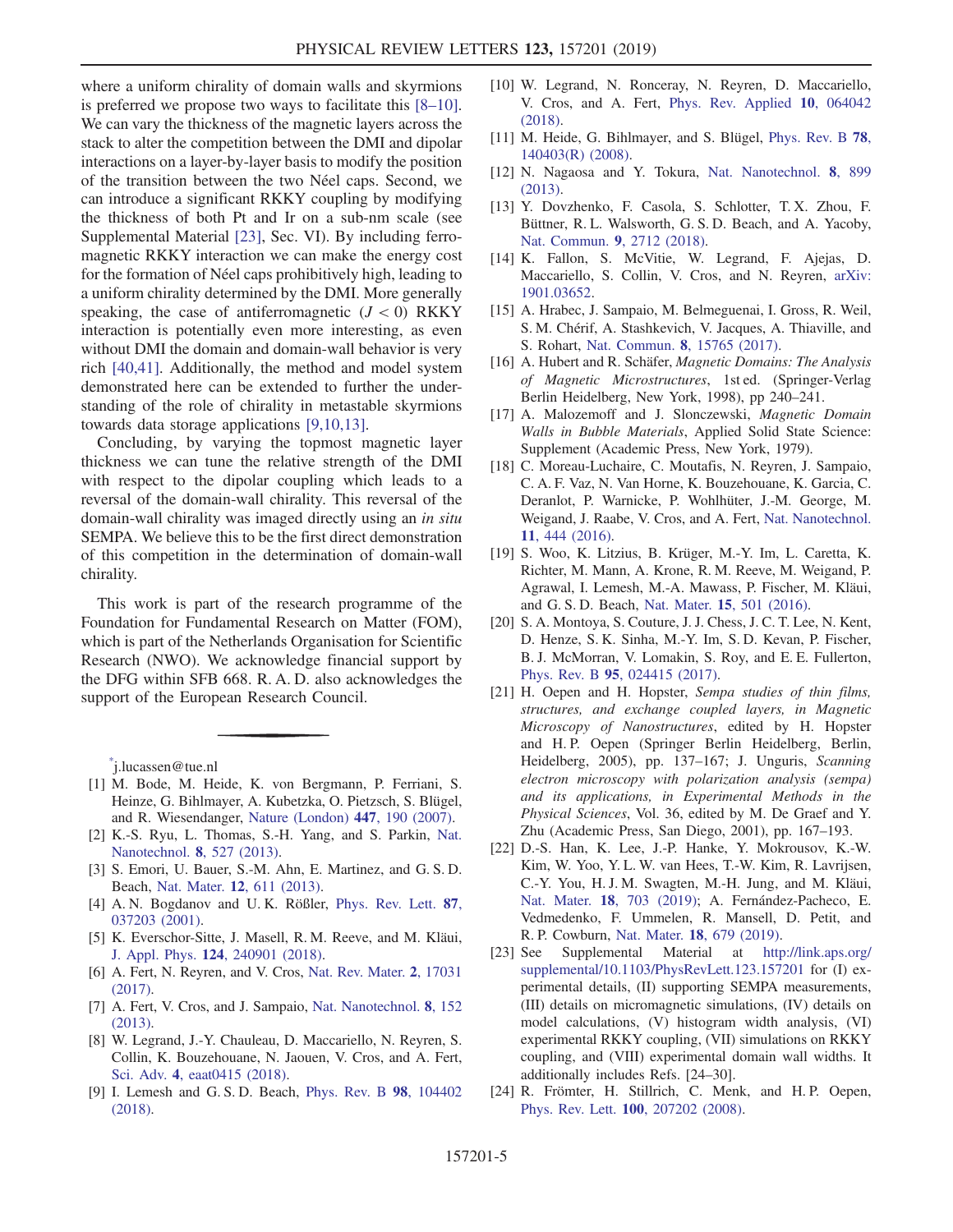where a uniform chirality of domain walls and skyrmions is preferred we propose two ways to facilitate this [8–10]. We can vary the thickness of the magnetic layers across the stack to alter the competition between the DMI and dipolar interactions on a layer-by-layer basis to modify the position of the transition between the two Néel caps. Second, we can introduce a significant RKKY coupling by modifying the thickness of both Pt and Ir on a sub-nm scale (see Supplemental Material [23], Sec. VI). By including ferromagnetic RKKY interaction we can make the energy cost for the formation of Néel caps prohibitively high, leading to a uniform chirality determined by the DMI. More generally speaking, the case of antiferromagnetic ($J < 0$) RKKY interaction is potentially even more interesting, as even without DMI the domain and domain-wall behavior is very rich [40,41]. Additionally, the method and model system demonstrated here can be extended to further the understanding of the role of chirality in metastable skyrmions towards data storage applications [9,10,13].

Concluding, by varying the topmost magnetic layer thickness we can tune the relative strength of the DMI with respect to the dipolar coupling which leads to a reversal of the domain-wall chirality. This reversal of the domain-wall chirality was imaged directly using an *in situ* SEMPA. We believe this to be the first direct demonstration of this competition in the determination of domain-wall chirality.

This work is part of the research programme of the Foundation for Fundamental Research on Matter (FOM), which is part of the Netherlands Organisation for Scientific Research (NWO). We acknowledge financial support by the DFG within SFB 668. R. A. D. also acknowledges the support of the European Research Council.

---

[*] j.lucassen@tue.nl

[1] M. Bode, M. Heide, K. von Bergmann, P. Ferriani, S. Heinze, G. Bihlmayer, A. Kubetzka, O. Pietzsch, S. Blügel, and R. Wiesendanger, Nature (London) **447**, 190 (2007).

[2] K.-S. Ryu, L. Thomas, S.-H. Yang, and S. Parkin, Nat. Nanotechnol. **8**, 527 (2013).

[3] S. Emori, U. Bauer, S.-M. Ahn, E. Martinez, and G. S. D. Beach, Nat. Mater. **12**, 611 (2013).

[4] A. N. Bogdanov and U. K. Rößler, Phys. Rev. Lett. **87**, 037203 (2001).

[5] K. Everschor-Sitte, J. Masell, R. M. Reeve, and M. Kläui, J. Appl. Phys. **124**, 240901 (2018).

[6] A. Fert, N. Reyren, and V. Cros, Nat. Rev. Mater. **2**, 17031 (2017).

[7] A. Fert, V. Cros, and J. Sampaio, Nat. Nanotechnol. **8**, 152 (2013).

[8] W. Legrand, J.-Y. Chauleau, D. Maccariello, N. Reyren, S. Collin, K. Bouzehouane, N. Jaouen, V. Cros, and A. Fert, Sci. Adv. **4**, eaat0415 (2018).

[9] I. Lemesh and G. S. D. Beach, Phys. Rev. B **98**, 104402 (2018).

[10] W. Legrand, N. Ronceray, N. Reyren, D. Maccariello, V. Cros, and A. Fert, Phys. Rev. Applied **10**, 064042 (2018).

[11] M. Heide, G. Bihlmayer, and S. Blügel, Phys. Rev. B **78**, 140403(R) (2008).

[12] N. Nagaosa and Y. Tokura, Nat. Nanotechnol. **8**, 899 (2013).

[13] Y. Dovzhenko, F. Casola, S. Schlotter, T. X. Zhou, F. Büttner, R. L. Walsworth, G. S. D. Beach, and A. Yacoby, Nat. Commun. **9**, 2712 (2018).

[14] K. Fallon, S. McVitie, W. Legrand, F. Ajejas, D. Maccariello, S. Collin, V. Cros, and N. Reyren, arXiv: 1901.03652.

[15] A. Hrabec, J. Sampaio, M. Belmeguenai, I. Gross, R. Weil, S. M. Chérif, A. Stashkevich, V. Jacques, A. Thiaville, and S. Rohart, Nat. Commun. **8**, 15765 (2017).

[16] A. Hubert and R. Schäfer, *Magnetic Domains: The Analysis of Magnetic Microstructures*, 1st ed. (Springer-Verlag Berlin Heidelberg, New York, 1998), pp 240–241.

[17] A. Malozemoff and J. Slonczewski, *Magnetic Domain Walls in Bubble Materials*, Applied Solid State Science: Supplement (Academic Press, New York, 1979).

[18] C. Moreau-Luchaire, C. Moutafis, N. Reyren, J. Sampaio, C. A. F. Vaz, N. Van Horne, K. Bouzehouane, K. Garcia, C. Deranlot, P. Warnicke, P. Wohlhüter, J.-M. George, M. Weigand, J. Raabe, V. Cros, and A. Fert, Nat. Nanotechnol. **11**, 444 (2016).

[19] S. Woo, K. Litzius, B. Krüger, M.-Y. Im, L. Caretta, K. Richter, M. Mann, A. Krone, R. M. Reeve, M. Weigand, P. Agrawal, I. Lemesh, M.-A. Mawass, P. Fischer, M. Kläui, and G. S. D. Beach, Nat. Mater. **15**, 501 (2016).

[20] S. A. Montoya, S. Couture, J. J. Chess, J. C. T. Lee, N. Kent, D. Henze, S. K. Sinha, M.-Y. Im, S. D. Kevan, P. Fischer, B. J. McMorran, V. Lomakin, S. Roy, and E. E. Fullerton, Phys. Rev. B **95**, 024415 (2017).

[21] H. Oepen and H. Hopster, *Sempa studies of thin films, structures, and exchange coupled layers, in Magnetic Microscopy of Nanostructures*, edited by H. Hopster and H. P. Oepen (Springer Berlin Heidelberg, Berlin, Heidelberg, 2005), pp. 137–167; J. Unguris, *Scanning electron microscopy with polarization analysis (sempa) and its applications, in Experimental Methods in the Physical Sciences*, Vol. 36, edited by M. De Graef and Y. Zhu (Academic Press, San Diego, 2001), pp. 167–193.

[22] D.-S. Han, K. Lee, J.-P. Hanke, Y. Mokrousov, K.-W. Kim, W. Yoo, Y. L. W. van Hees, T.-W. Kim, R. Lavrijsen, C.-Y. You, H. J. M. Swagten, M.-H. Jung, and M. Kläui, Nat. Mater. **18**, 703 (2019); A. Fernández-Pacheco, E. Vedmedenko, F. Ummelen, R. Mansell, D. Petit, and R. P. Cowburn, Nat. Mater. **18**, 679 (2019).

[23] See Supplemental Material at http://link.aps.org/supplemental/10.1103/PhysRevLett.123.157201 for (I) experimental details, (II) supporting SEMPA measurements, (III) details on micromagnetic simulations, (IV) details on model calculations, (V) histogram width analysis, (VI) experimental RKKY coupling, (VII) simulations on RKKY coupling, and (VIII) experimental domain wall widths. It additionally includes Refs. [24–30].

[24] R. Frömter, H. Stillrich, C. Menk, and H. P. Oepen, Phys. Rev. Lett. **100**, 207202 (2008).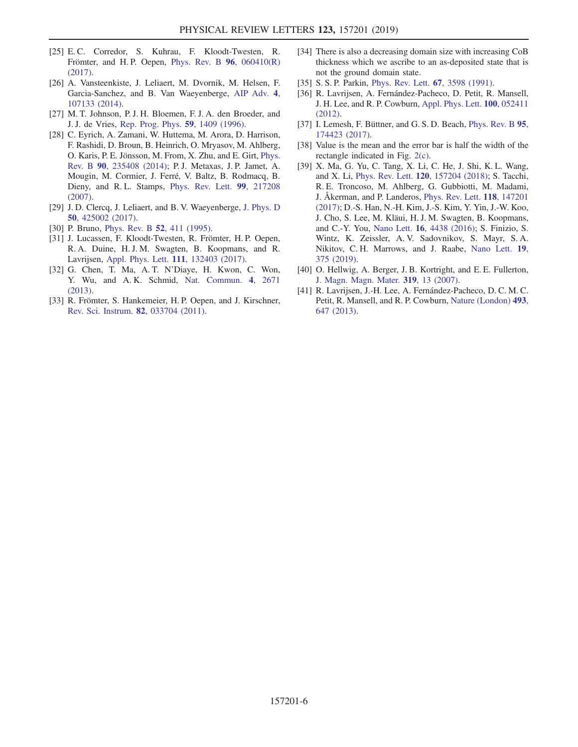[25] E. C. Corredor, S. Kuhrau, F. Kloodt-Twesten, R. Frömter, and H. P. Oepen, Phys. Rev. B **96**, 060410(R) (2017).

[26] A. Vansteenkiste, J. Leliaert, M. Dvornik, M. Helsen, F. Garcia-Sanchez, and B. Van Waeyenberge, AIP Adv. **4**, 107133 (2014).

[27] M. T. Johnson, P. J. H. Bloemen, F. J. A. den Broeder, and J. J. de Vries, Rep. Prog. Phys. **59**, 1409 (1996).

[28] C. Eyrich, A. Zamani, W. Huttema, M. Arora, D. Harrison, F. Rashidi, D. Broun, B. Heinrich, O. Mryasov, M. Ahlberg, O. Karis, P. E. Jönsson, M. From, X. Zhu, and E. Girt, Phys. Rev. B **90**, 235408 (2014); P. J. Metaxas, J. P. Jamet, A. Mougin, M. Cormier, J. Ferré, V. Baltz, B. Rodmacq, B. Dieny, and R. L. Stamps, Phys. Rev. Lett. **99**, 217208 (2007).

[29] J. D. Clercq, J. Leliaert, and B. V. Waeyenberge, J. Phys. D **50**, 425002 (2017).

[30] P. Bruno, Phys. Rev. B **52**, 411 (1995).

[31] J. Lucassen, F. Kloodt-Twesten, R. Frömter, H. P. Oepen, R. A. Duine, H. J. M. Swagten, B. Koopmans, and R. Lavrijsen, Appl. Phys. Lett. **111**, 132403 (2017).

[32] G. Chen, T. Ma, A. T. N'Diaye, H. Kwon, C. Won, Y. Wu, and A. K. Schmid, Nat. Commun. **4**, 2671 (2013).

[33] R. Frömter, S. Hankemeier, H. P. Oepen, and J. Kirschner, Rev. Sci. Instrum. **82**, 033704 (2011).

[34] There is also a decreasing domain size with increasing CoB thickness which we ascribe to an as-deposited state that is not the ground domain state.

[35] S. S. P. Parkin, Phys. Rev. Lett. **67**, 3598 (1991).

[36] R. Lavrijsen, A. Fernández-Pacheco, D. Petit, R. Mansell, J. H. Lee, and R. P. Cowburn, Appl. Phys. Lett. **100**, 052411 (2012).

[37] I. Lemesh, F. Büttner, and G. S. D. Beach, Phys. Rev. B **95**, 174423 (2017).

[38] Value is the mean and the error bar is half the width of the rectangle indicated in Fig. 2(c).

[39] X. Ma, G. Yu, C. Tang, X. Li, C. He, J. Shi, K. L. Wang, and X. Li, Phys. Rev. Lett. **120**, 157204 (2018); S. Tacchi, R. E. Troncoso, M. Ahlberg, G. Gubbiotti, M. Madami, J. Åkerman, and P. Landeros, Phys. Rev. Lett. **118**, 147201 (2017); D.-S. Han, N.-H. Kim, J.-S. Kim, Y. Yin, J.-W. Koo, J. Cho, S. Lee, M. Kläui, H. J. M. Swagten, B. Koopmans, and C.-Y. You, Nano Lett. **16**, 4438 (2016); S. Finizio, S. Wintz, K. Zeissler, A. V. Sadovnikov, S. Mayr, S. A. Nikitov, C. H. Marrows, and J. Raabe, Nano Lett. **19**, 375 (2019).

[40] O. Hellwig, A. Berger, J. B. Kortright, and E. E. Fullerton, J. Magn. Magn. Mater. **319**, 13 (2007).

[41] R. Lavrijsen, J.-H. Lee, A. Fernández-Pacheco, D. C. M. C. Petit, R. Mansell, and R. P. Cowburn, Nature (London) **493**, 647 (2013).